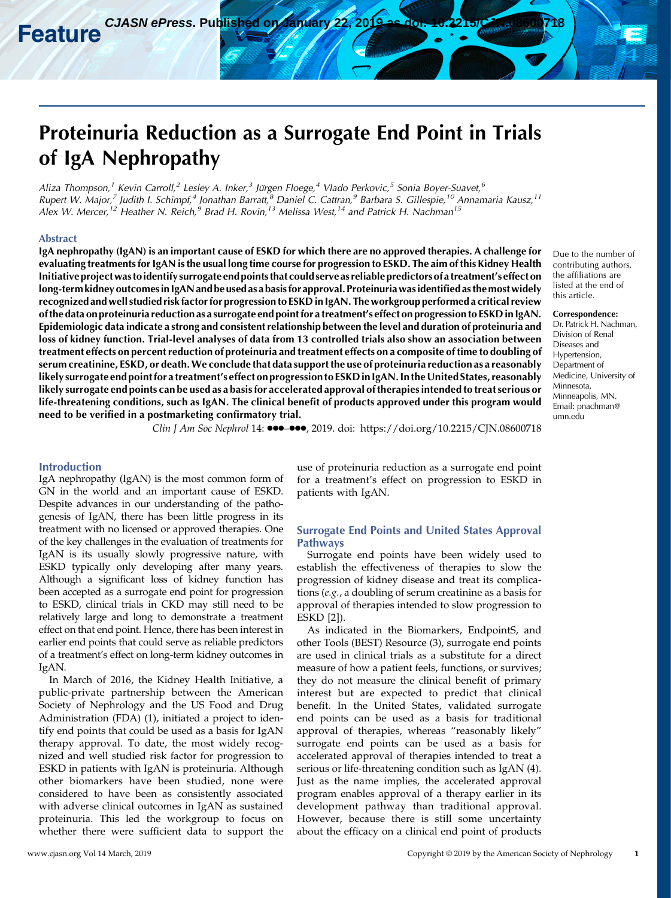Feature

# Proteinuria Reduction as a Surrogate End Point in Trials of IgA Nephropathy

*Aliza Thompson,[1] Kevin Carroll,[2] Lesley A. Inker,[3] Jürgen Floege,[4] Vlado Perkovic,[5] Sonia Boyer-Suavet,[6] Rupert W. Major,[7] Judith I. Schimpf,[4] Jonathan Barratt,[8] Daniel C. Cattran,[9] Barbara S. Gillespie,[10] Annamaria Kausz,[11] Alex W. Mercer,[12] Heather N. Reich,[9] Brad H. Rovin,[13] Melissa West,[14] and Patrick H. Nachman[15]*

## Abstract

**IgA nephropathy (IgAN) is an important cause of ESKD for which there are no approved therapies. A challenge for evaluating treatments for IgAN is the usual long time course for progression to ESKD. The aim of this Kidney Health Initiative project was to identify surrogate end points that could serve as reliable predictors of a treatment's effect on long-term kidney outcomes in IgAN and be used as a basis for approval. Proteinuria was identified as the most widely recognized and well studied risk factor for progression to ESKD in IgAN. The workgroup performed a critical review of the data on proteinuria reduction as a surrogate end point for a treatment's effect on progression to ESKD in IgAN. Epidemiologic data indicate a strong and consistent relationship between the level and duration of proteinuria and loss of kidney function. Trial-level analyses of data from 13 controlled trials also show an association between treatment effects on percent reduction of proteinuria and treatment effects on a composite of time to doubling of serum creatinine, ESKD, or death. We conclude that data support the use of proteinuria reduction as a reasonably likely surrogate end point for a treatment's effect on progression to ESKD in IgAN. In the United States, reasonably likely surrogate end points can be used as a basis for accelerated approval of therapies intended to treat serious or life-threatening conditions, such as IgAN. The clinical benefit of products approved under this program would need to be verified in a postmarketing confirmatory trial.**

*Clin J Am Soc Nephrol* 14: ●●●–●●●, 2019. doi: https://doi.org/10.2215/CJN.08600718

Due to the number of contributing authors, the affiliations are listed at the end of this article.

**Correspondence:** Dr. Patrick H. Nachman, Division of Renal Diseases and Hypertension, Department of Medicine, University of Minnesota, Minneapolis, MN. Email: pnachman@umn.edu

## Introduction

IgA nephropathy (IgAN) is the most common form of GN in the world and an important cause of ESKD. Despite advances in our understanding of the pathogenesis of IgAN, there has been little progress in its treatment with no licensed or approved therapies. One of the key challenges in the evaluation of treatments for IgAN is its usually slowly progressive nature, with ESKD typically only developing after many years. Although a significant loss of kidney function has been accepted as a surrogate end point for progression to ESKD, clinical trials in CKD may still need to be relatively large and long to demonstrate a treatment effect on that end point. Hence, there has been interest in earlier end points that could serve as reliable predictors of a treatment's effect on long-term kidney outcomes in IgAN.

In March of 2016, the Kidney Health Initiative, a public-private partnership between the American Society of Nephrology and the US Food and Drug Administration (FDA) (1), initiated a project to identify end points that could be used as a basis for IgAN therapy approval. To date, the most widely recognized and well studied risk factor for progression to ESKD in patients with IgAN is proteinuria. Although other biomarkers have been studied, none were considered to have been as consistently associated with adverse clinical outcomes in IgAN as sustained proteinuria. This led the workgroup to focus on whether there were sufficient data to support the use of proteinuria reduction as a surrogate end point for a treatment's effect on progression to ESKD in patients with IgAN.

## Surrogate End Points and United States Approval Pathways

Surrogate end points have been widely used to establish the effectiveness of therapies to slow the progression of kidney disease and treat its complications (*e.g.*, a doubling of serum creatinine as a basis for approval of therapies intended to slow progression to ESKD [2]).

As indicated in the Biomarkers, EndpointS, and other Tools (BEST) Resource (3), surrogate end points are used in clinical trials as a substitute for a direct measure of how a patient feels, functions, or survives; they do not measure the clinical benefit of primary interest but are expected to predict that clinical benefit. In the United States, validated surrogate end points can be used as a basis for traditional approval of therapies, whereas "reasonably likely" surrogate end points can be used as a basis for accelerated approval of therapies intended to treat a serious or life-threatening condition such as IgAN (4). Just as the name implies, the accelerated approval program enables approval of a therapy earlier in its development pathway than traditional approval. However, because there is still some uncertainty about the efficacy on a clinical end point of products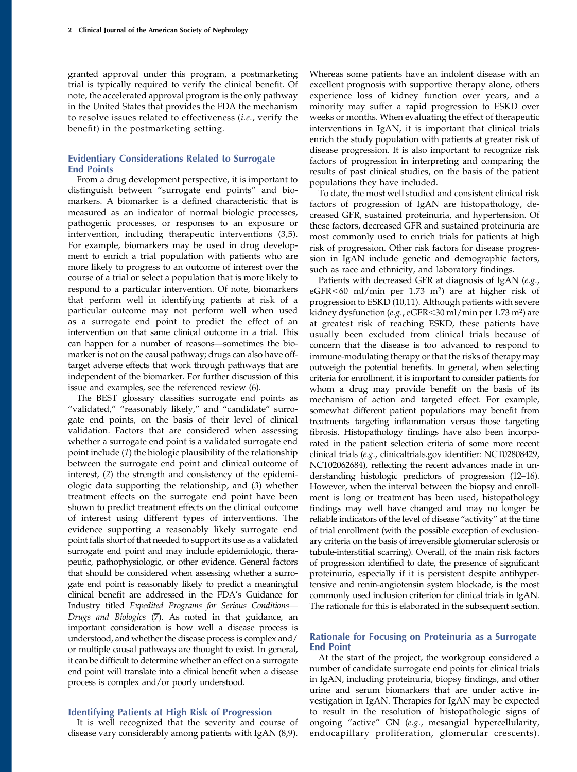granted approval under this program, a postmarketing trial is typically required to verify the clinical benefit. Of note, the accelerated approval program is the only pathway in the United States that provides the FDA the mechanism to resolve issues related to effectiveness (*i.e.*, verify the benefit) in the postmarketing setting.

## Evidentiary Considerations Related to Surrogate End Points

From a drug development perspective, it is important to distinguish between "surrogate end points" and biomarkers. A biomarker is a defined characteristic that is measured as an indicator of normal biologic processes, pathogenic processes, or responses to an exposure or intervention, including therapeutic interventions (3,5). For example, biomarkers may be used in drug development to enrich a trial population with patients who are more likely to progress to an outcome of interest over the course of a trial or select a population that is more likely to respond to a particular intervention. Of note, biomarkers that perform well in identifying patients at risk of a particular outcome may not perform well when used as a surrogate end point to predict the effect of an intervention on that same clinical outcome in a trial. This can happen for a number of reasons—sometimes the biomarker is not on the causal pathway; drugs can also have off-target adverse effects that work through pathways that are independent of the biomarker. For further discussion of this issue and examples, see the referenced review (6).

The BEST glossary classifies surrogate end points as "validated," "reasonably likely," and "candidate" surrogate end points, on the basis of their level of clinical validation. Factors that are considered when assessing whether a surrogate end point is a validated surrogate end point include (*1*) the biologic plausibility of the relationship between the surrogate end point and clinical outcome of interest, (*2*) the strength and consistency of the epidemiologic data supporting the relationship, and (*3*) whether treatment effects on the surrogate end point have been shown to predict treatment effects on the clinical outcome of interest using different types of interventions. The evidence supporting a reasonably likely surrogate end point falls short of that needed to support its use as a validated surrogate end point and may include epidemiologic, therapeutic, pathophysiologic, or other evidence. General factors that should be considered when assessing whether a surrogate end point is reasonably likely to predict a meaningful clinical benefit are addressed in the FDA's Guidance for Industry titled *Expedited Programs for Serious Conditions—Drugs and Biologics* (7). As noted in that guidance, an important consideration is how well a disease process is understood, and whether the disease process is complex and/or multiple causal pathways are thought to exist. In general, it can be difficult to determine whether an effect on a surrogate end point will translate into a clinical benefit when a disease process is complex and/or poorly understood.

## Identifying Patients at High Risk of Progression

It is well recognized that the severity and course of disease vary considerably among patients with IgAN (8,9). Whereas some patients have an indolent disease with an excellent prognosis with supportive therapy alone, others experience loss of kidney function over years, and a minority may suffer a rapid progression to ESKD over weeks or months. When evaluating the effect of therapeutic interventions in IgAN, it is important that clinical trials enrich the study population with patients at greater risk of disease progression. It is also important to recognize risk factors of progression in interpreting and comparing the results of past clinical studies, on the basis of the patient populations they have included.

To date, the most well studied and consistent clinical risk factors of progression of IgAN are histopathology, decreased GFR, sustained proteinuria, and hypertension. Of these factors, decreased GFR and sustained proteinuria are most commonly used to enrich trials for patients at high risk of progression. Other risk factors for disease progression in IgAN include genetic and demographic factors, such as race and ethnicity, and laboratory findings.

Patients with decreased GFR at diagnosis of IgAN (*e.g.*, eGFR<60 ml/min per 1.73 $m^2$) are at higher risk of progression to ESKD (10,11). Although patients with severe kidney dysfunction (*e.g.*, eGFR<30 ml/min per 1.73 $m^2$) are at greatest risk of reaching ESKD, these patients have usually been excluded from clinical trials because of concern that the disease is too advanced to respond to immune-modulating therapy or that the risks of therapy may outweigh the potential benefits. In general, when selecting criteria for enrollment, it is important to consider patients for whom a drug may provide benefit on the basis of its mechanism of action and targeted effect. For example, somewhat different patient populations may benefit from treatments targeting inflammation versus those targeting fibrosis. Histopathology findings have also been incorporated in the patient selection criteria of some more recent clinical trials (*e.g.*, clinicaltrials.gov identifier: NCT02808429, NCT02062684), reflecting the recent advances made in understanding histologic predictors of progression (12–16). However, when the interval between the biopsy and enrollment is long or treatment has been used, histopathology findings may well have changed and may no longer be reliable indicators of the level of disease "activity" at the time of trial enrollment (with the possible exception of exclusionary criteria on the basis of irreversible glomerular sclerosis or tubule-interstitial scarring). Overall, of the main risk factors of progression identified to date, the presence of significant proteinuria, especially if it is persistent despite antihypertensive and renin-angiotensin system blockade, is the most commonly used inclusion criterion for clinical trials in IgAN. The rationale for this is elaborated in the subsequent section.

## Rationale for Focusing on Proteinuria as a Surrogate End Point

At the start of the project, the workgroup considered a number of candidate surrogate end points for clinical trials in IgAN, including proteinuria, biopsy findings, and other urine and serum biomarkers that are under active investigation in IgAN. Therapies for IgAN may be expected to result in the resolution of histopathologic signs of ongoing "active" GN (*e.g.*, mesangial hypercellularity, endocapillary proliferation, glomerular crescents).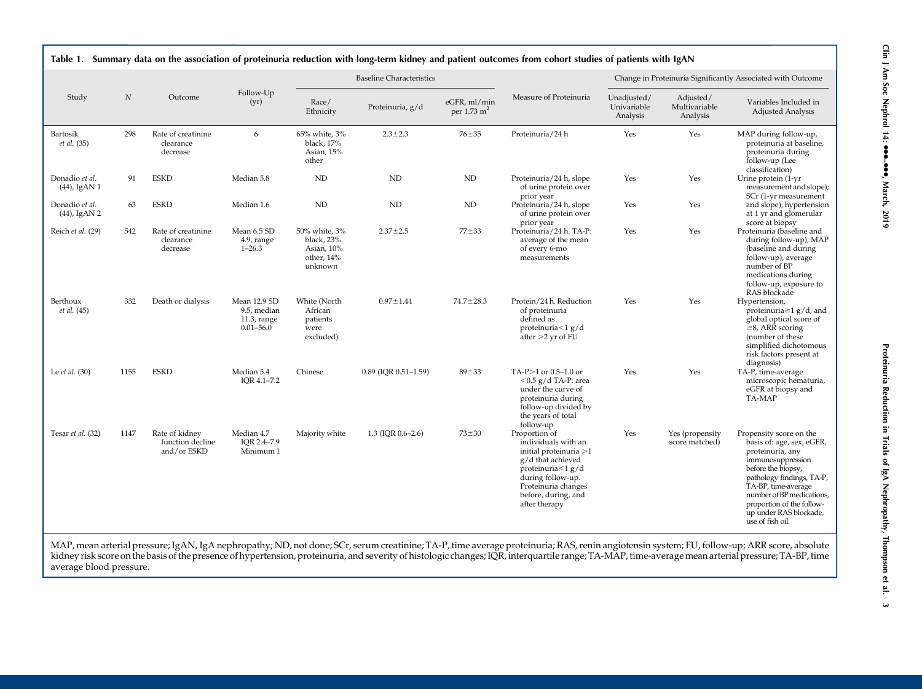**Table 1. Summary data on the association of proteinuria reduction with long-term kidney and patient outcomes from cohort studies of patients with IgAN**

| Study | *N* | Outcome | Follow-Up (yr) | Baseline Characteristics | | | Measure of Proteinuria | Change in Proteinuria Significantly Associated with Outcome | | |
|---|---|---|---|---|---|---|---|---|---|---|
| | | | | Race/ Ethnicity | Proteinuria, g/d | eGFR, ml/min per 1.73 $m^2$ | | Unadjusted/ Univariable Analysis | Adjusted/ Multivariable Analysis | Variables Included in Adjusted Analysis |
| Bartosik *et al.* (35) | 298 | Rate of creatinine clearance decrease | 6 | 65% white, 3% black, 17% Asian, 15% other | 2.3±2.3 | 76±35 | Proteinuria/24 h | Yes | Yes | MAP during follow-up, proteinuria at baseline, proteinuria during follow-up (Lee classification) |
| Donadio *et al.* (44), IgAN 1 | 91 | ESKD | Median 5.8 | ND | ND | ND | Proteinuria/24 h, slope of urine protein over prior year | Yes | Yes | Urine protein (1-yr measurement and slope); SCr (1-yr measurement and slope), hypertension at 1 yr and glomerular score at biopsy |
| Donadio *et al.* (44), IgAN 2 | 63 | ESKD | Median 1.6 | ND | ND | ND | Proteinuria/24 h, slope of urine protein over prior year | Yes | Yes | |
| Reich *et al.* (29) | 542 | Rate of creatinine clearance decrease | Mean 6.5 SD 4.9, range 1–26.3 | 50% white, 3% black, 23% Asian, 10% other, 14% unknown | 2.37±2.5 | 77±33 | Proteinuria/24 h. TA-P: average of the mean of every 6-mo measurements | Yes | Yes | Proteinuria (baseline and during follow-up), MAP (baseline and during follow-up), average number of BP medications during follow-up, exposure to RAS blockade |
| Berthoux *et al.* (45) | 332 | Death or dialysis | Mean 12.9 SD 9.5, median 11.3, range 0.01–56.0 | White (North African patients were excluded) | 0.97±1.44 | 74.7±28.3 | Protein/24 h. Reduction of proteinuria defined as proteinuria<1 g/d after >2 yr of FU | Yes | Yes | Hypertension, proteinuria≥1 g/d, and global optical score of ≥8, ARR scoring (number of these simplified dichotomous risk factors present at diagnosis) |
| Le *et al.* (30) | 1155 | ESKD | Median 5.4 IQR 4.1–7.2 | Chinese | 0.89 (IQR 0.51–1.59) | 89±33 | TA-P>1 or 0.5–1.0 or <0.5 g/d TA-P: area under the curve of proteinuria during follow-up divided by the years of total follow-up | Yes | Yes | TA-P, time-average microscopic hematuria, eGFR at biopsy and TA-MAP |
| Tesar *et al.* (32) | 1147 | Rate of kidney function decline and/or ESKD | Median 4.7 IQR 2.4–7.9 Minimum 1 | Majority white | 1.3 (IQR 0.6–2.6) | 73±30 | Proportion of individuals with an initial proteinuria >1 g/d that achieved proteinuria<1 g/d during follow-up. Proteinuria changes before, during, and after therapy | Yes | Yes (propensity score matched) | Propensity score on the basis of: age, sex, eGFR, proteinuria, any immunosuppression before the biopsy, pathology findings, TA-P, TA-BP, time-average number of BP medications, proportion of the follow-up under RAS blockade, use of fish oil. |

MAP, mean arterial pressure; IgAN, IgA nephropathy; ND, not done; SCr, serum creatinine; TA-P, time average proteinuria; RAS, renin angiotensin system; FU, follow-up; ARR score, absolute kidney risk score on the basis of the presence of hypertension, proteinuria, and severity of histologic changes; IQR, interquartile range; TA-MAP, time-average mean arterial pressure; TA-BP, time average blood pressure.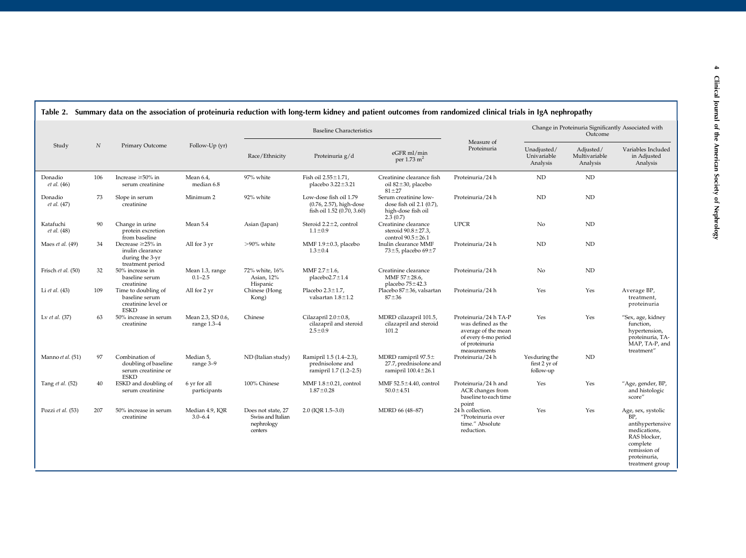**Table 2. Summary data on the association of proteinuria reduction with long-term kidney and patient outcomes from randomized clinical trials in IgA nephropathy**

| Study | $N$ | Primary Outcome | Follow-Up (yr) | Baseline Characteristics | | | Measure of Proteinuria | Change in Proteinuria Significantly Associated with Outcome | | |
|---|---|---|---|---|---|---|---|---|---|---|
| | | | | Race/Ethnicity | Proteinuria g/d | eGFR ml/min per 1.73 $m^2$ | | Unadjusted/ Univariable Analysis | Adjusted/ Multivariable Analysis | Variables Included in Adjusted Analysis |
| Donadio *et al.* (46) | 106 | Increase ≥50% in serum creatinine | Mean 6.4, median 6.8 | 97% white | Fish oil 2.55±1.71, placebo 3.22±3.21 | Creatinine clearance fish oil 82±30, placebo 81±27 | Proteinuria/24 h | ND | ND | |
| Donadio *et al.* (47) | 73 | Slope in serum creatinine | Minimum 2 | 92% white | Low-dose fish oil 1.79 (0.76, 2.57), high-dose fish oil 1.52 (0.70, 3.60) | Serum creatinine low-dose fish oil 2.1 (0.7), high-dose fish oil 2.3 (0.7) | Proteinuria/24 h | ND | ND | |
| Katafuchi *et al.* (48) | 90 | Change in urine protein excretion from baseline | Mean 5.4 | Asian (Japan) | Steroid 2.2±2, control 1.1±0.9 | Creatinine clearance steroid 90.8±27.3, control 90.5±26.1 | UPCR | No | ND | |
| Maes *et al.* (49) | 34 | Decrease ≥25% in inulin clearance during the 3-yr treatment period | All for 3 yr | >90% white | MMF 1.9±0.3, placebo 1.3±0.4 | Inulin clearance MMF 73±5, placebo 69±7 | Proteinuria/24 h | ND | ND | |
| Frisch *et al.* (50) | 32 | 50% increase in baseline serum creatinine | Mean 1.3, range 0.1–2.5 | 72% white, 16% Asian, 12% Hispanic | MMF 2.7±1.6, placebo2.7±1.4 | Creatinine clearance MMF 57±28.6, placebo 75±42.3 | Proteinuria/24 h | No | ND | |
| Li *et al.* (43) | 109 | Time to doubling of baseline serum creatinine level or ESKD | All for 2 yr | Chinese (Hong Kong) | Placebo 2.3±1.7, valsartan 1.8±1.2 | Placebo 87±36, valsartan 87±36 | Proteinuria/24 h | Yes | Yes | Average BP, treatment, proteinuria |
| Lv *et al.* (37) | 63 | 50% increase in serum creatinine | Mean 2.3, SD 0.6, range 1.3–4 | Chinese | Cilazapril 2.0±0.8, cilazapril and steroid 2.5±0.9 | MDRD cilazapril 101.5, cilazapril and steroid 101.2 | Proteinuria/24 h TA-P was defined as the average of the mean of every 6-mo period of proteinuria measurements | Yes | Yes | "Sex, age, kidney function, hypertension, proteinuria, TA-MAP, TA-P, and treatment" |
| Manno *et al.* (51) | 97 | Combination of doubling of baseline serum creatinine or ESKD | Median 5, range 3–9 | ND (Italian study) | Ramipril 1.5 (1.4–2.3), prednisolone and ramipril 1.7 (1.2–2.5) | MDRD ramipril 97.5± 27.7, prednisolone and ramipril 100.4±26.1 | Proteinuria/24 h | Yes during the first 2 yr of follow-up | ND | |
| Tang *et al.* (52) | 40 | ESKD and doubling of serum creatinine | 6 yr for all participants | 100% Chinese | MMF 1.8±0.21, control 1.87±0.28 | MMF 52.5±4.40, control 50.0±4.51 | Proteinuria/24 h and ACR changes from baseline to each time point | Yes | Yes | "Age, gender, BP, and histologic score" |
| Pozzi *et al.* (53) | 207 | 50% increase in serum creatinine | Median 4.9, IQR 3.0–6.4 | Does not state, 27 Swiss and Italian nephrology centers | 2.0 (IQR 1.5–3.0) | MDRD 66 (48–87) | 24 h collection. "Proteinuria over time." Absolute reduction. | Yes | Yes | Age, sex, systolic BP, antihypertensive medications, RAS blocker, complete remission of proteinuria, treatment group |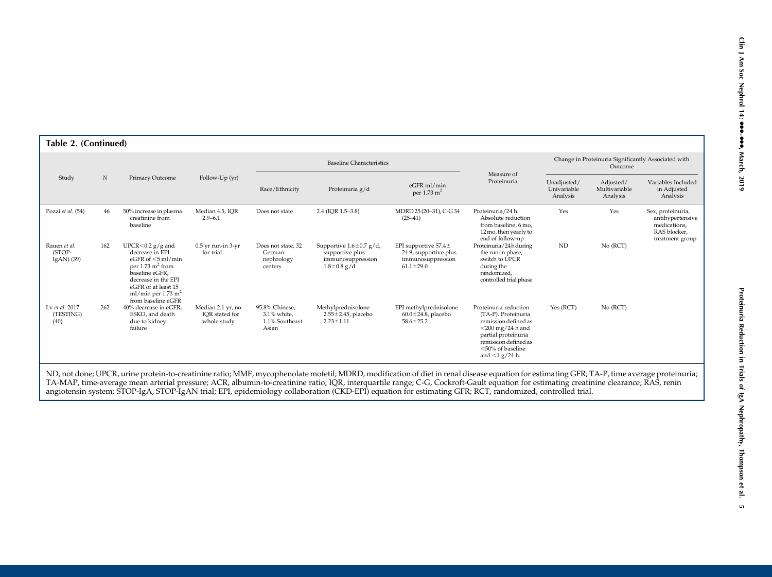**Table 2. (Continued)**

| Study | $N$ | Primary Outcome | Follow-Up (yr) | Baseline Characteristics | | | Measure of Proteinuria | Change in Proteinuria Significantly Associated with Outcome | | |
|---|---|---|---|---|---|---|---|---|---|---|
| | | | | Race/Ethnicity | Proteinuria g/d | eGFR ml/min per 1.73 $m^2$ | | Unadjusted/ Univariable Analysis | Adjusted/ Multivariable Analysis | Variables Included in Adjusted Analysis |
| Pozzi *et al.* (54) | 46 | 50% increase in plasma creatinine from baseline | Median 4.5, IQR 2.9–6.1 | Does not state | 2.4 (IQR 1.5–3.8) | MDRD 25 (20–31), C-G 34 (25–41) | Proteinuria/24 h. Absolute reduction from baseline, 6 mo, 12 mo, then yearly to end of follow-up | Yes | Yes | Sex, proteinuria, antihypertensive medications, RAS blocker, treatment group |
| Rauen *et al.* (STOP-IgAN) (39) | 162 | UPCR<0.2 g/g and decrease in EPI eGFR of <5 ml/min per 1.73 $m^2$ from baseline eGFR, decrease in the EPI eGFR of at least 15 ml/min per 1.73 $m^2$ from baseline eGFR | 0.5 yr run-in 3-yr for trial | Does not state, 32 German nephrology centers | Supportive 1.6±0.7 g/d, supportive plus immunosuppression 1.8±0.8 g/d | EPI supportive 57.4±24.9, supportive plus immunosuppression 61.1±29.0 | Proteinuria/24 h during the run-in phase, switch to UPCR during the randomized, controlled trial phase | ND | No (RCT) | |
| Lv *et al.* 2017 (TESTING) (40) | 262 | 40% decrease in eGFR, ESKD, and death due to kidney failure | Median 2.1 yr, no IQR stated for whole study | 95.8% Chinese, 3.1% white, 1.1% Southeast Asian | Methylprednisolone 2.55±2.45, placebo 2.23±1.11 | EPI methylprednisolone 60.0±24.8, placebo 58.6±25.2 | Proteinuria reduction (TA-P). Proteinuria remission defined as <200 mg/24 h and partial proteinuria remission defined as <50% of baseline and <1 g/24 h. | Yes (RCT) | No (RCT) | |

ND, not done; UPCR, urine protein-to-creatinine ratio; MMF, mycophenolate mofetil; MDRD, modification of diet in renal disease equation for estimating GFR; TA-P, time average proteinuria; TA-MAP, time-average mean arterial pressure; ACR, albumin-to-creatinine ratio; IQR, interquartile range; C-G, Cockroft-Gault equation for estimating creatinine clearance; RAS, renin angiotensin system; STOP-IgA, STOP-IgAN trial; EPI, epidemiology collaboration (CKD-EPI) equation for estimating GFR; RCT, randomized, controlled trial.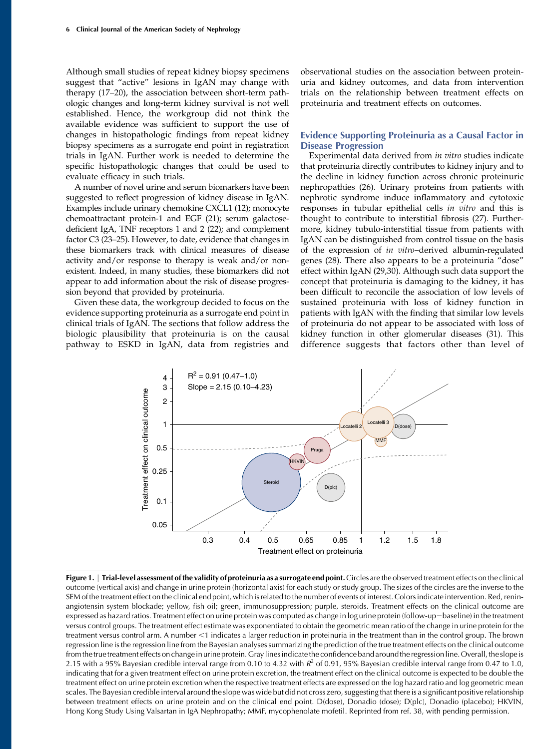Although small studies of repeat kidney biopsy specimens suggest that "active" lesions in IgAN may change with therapy (17–20), the association between short-term pathologic changes and long-term kidney survival is not well established. Hence, the workgroup did not think the available evidence was sufficient to support the use of changes in histopathologic findings from repeat kidney biopsy specimens as a surrogate end point in registration trials in IgAN. Further work is needed to determine the specific histopathologic changes that could be used to evaluate efficacy in such trials.

A number of novel urine and serum biomarkers have been suggested to reflect progression of kidney disease in IgAN. Examples include urinary chemokine CXCL1 (12); monocyte chemoattractant protein-1 and EGF (21); serum galactose-deficient IgA, TNF receptors 1 and 2 (22); and complement factor C3 (23–25). However, to date, evidence that changes in these biomarkers track with clinical measures of disease activity and/or response to therapy is weak and/or nonexistent. Indeed, in many studies, these biomarkers did not appear to add information about the risk of disease progression beyond that provided by proteinuria.

Given these data, the workgroup decided to focus on the evidence supporting proteinuria as a surrogate end point in clinical trials of IgAN. The sections that follow address the biologic plausibility that proteinuria is on the causal pathway to ESKD in IgAN, data from registries and observational studies on the association between proteinuria and kidney outcomes, and data from intervention trials on the relationship between treatment effects on proteinuria and treatment effects on outcomes.

## Evidence Supporting Proteinuria as a Causal Factor in Disease Progression

Experimental data derived from *in vitro* studies indicate that proteinuria directly contributes to kidney injury and to the decline in kidney function across chronic proteinuric nephropathies (26). Urinary proteins from patients with nephrotic syndrome induce inflammatory and cytotoxic responses in tubular epithelial cells *in vitro* and this is thought to contribute to interstitial fibrosis (27). Furthermore, kidney tubulo-interstitial tissue from patients with IgAN can be distinguished from control tissue on the basis of the expression of *in vitro*–derived albumin-regulated genes (28). There also appears to be a proteinuria "dose" effect within IgAN (29,30). Although such data support the concept that proteinuria is damaging to the kidney, it has been difficult to reconcile the association of low levels of sustained proteinuria with loss of kidney function in patients with IgAN with the finding that similar low levels of proteinuria do not appear to be associated with loss of kidney function in other glomerular diseases (31). This difference suggests that factors other than level of

**Figure 1. | Trial-level assessment of the validity of proteinuria as a surrogate end point.** Circles are the observed treatment effects on the clinical outcome (vertical axis) and change in urine protein (horizontal axis) for each study or study group. The sizes of the circles are the inverse to the SEM of the treatment effect on the clinical end point, which is related to the number of events of interest. Colors indicate intervention. Red, renin-angiotensin system blockade; yellow, fish oil; green, immunosuppression; purple, steroids. Treatment effects on the clinical outcome are expressed as hazard ratios. Treatment effect on urine protein was computed as change in log urine protein (follow-up−baseline) in the treatment versus control groups. The treatment effect estimate was exponentiated to obtain the geometric mean ratio of the change in urine protein for the treatment versus control arm. A number <1 indicates a larger reduction in proteinuria in the treatment than in the control group. The brown regression line is the regression line from the Bayesian analyses summarizing the prediction of the true treatment effects on the clinical outcome from the true treatment effects on change in urine protein. Gray lines indicate the confidence band around the regression line. Overall, the slope is 2.15 with a 95% Bayesian credible interval range from 0.10 to 4.32 with $R^2$ of 0.91, 95% Bayesian credible interval range from 0.47 to 1.0, indicating that for a given treatment effect on urine protein excretion, the treatment effect on the clinical outcome is expected to be double the treatment effect on urine protein excretion when the respective treatment effects are expressed on the log hazard ratio and log geometric mean scales. The Bayesian credible interval around the slope was wide but did not cross zero, suggesting that there is a significant positive relationship between treatment effects on urine protein and on the clinical end point. D(dose), Donadio (dose); D(plc), Donadio (placebo); HKVIN, Hong Kong Study Using Valsartan in IgA Nephropathy; MMF, mycophenolate mofetil. Reprinted from ref. 38, with pending permission.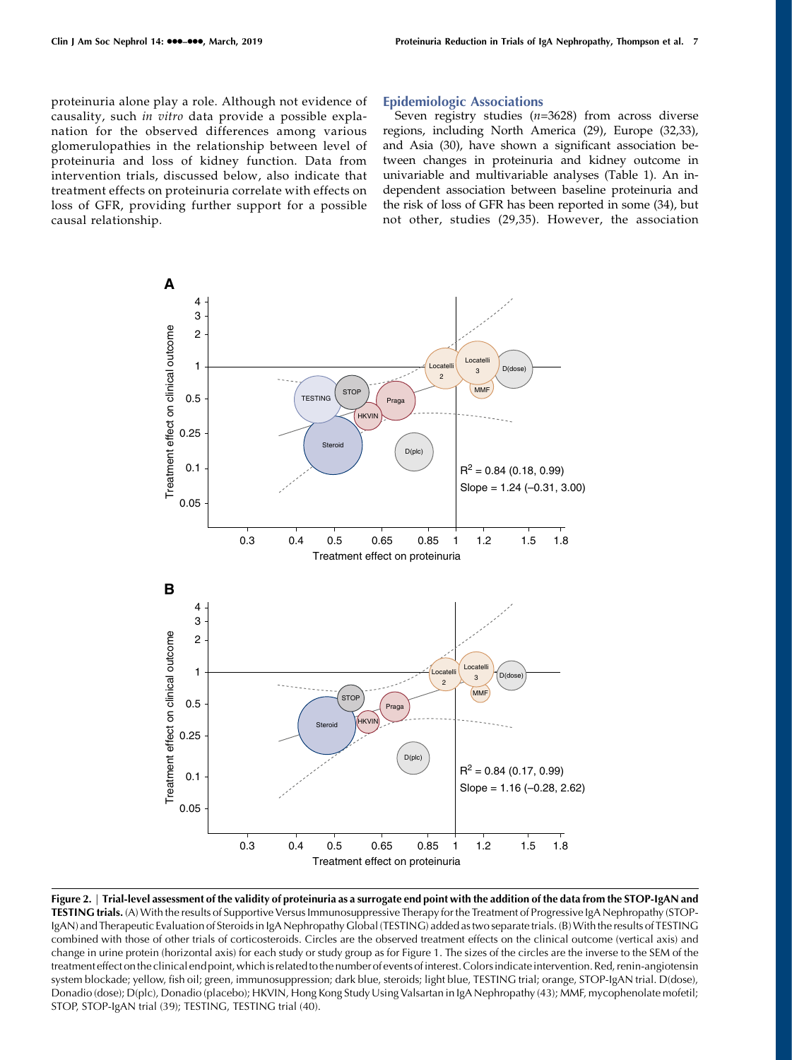proteinuria alone play a role. Although not evidence of causality, such *in vitro* data provide a possible explanation for the observed differences among various glomerulopathies in the relationship between level of proteinuria and loss of kidney function. Data from intervention trials, discussed below, also indicate that treatment effects on proteinuria correlate with effects on loss of GFR, providing further support for a possible causal relationship.

## Epidemiologic Associations

Seven registry studies (*n*=3628) from across diverse regions, including North America (29), Europe (32,33), and Asia (30), have shown a significant association between changes in proteinuria and kidney outcome in univariable and multivariable analyses (Table 1). An independent association between baseline proteinuria and the risk of loss of GFR has been reported in some (34), but not other, studies (29,35). However, the association

**Figure 2. | Trial-level assessment of the validity of proteinuria as a surrogate end point with the addition of the data from the STOP-IgAN and TESTING trials.** (A) With the results of Supportive Versus Immunosuppressive Therapy for the Treatment of Progressive IgA Nephropathy (STOP-IgAN) and Therapeutic Evaluation of Steroids in IgA Nephropathy Global (TESTING) added as two separate trials. (B) With the results of TESTING combined with those of other trials of corticosteroids. Circles are the observed treatment effects on the clinical outcome (vertical axis) and change in urine protein (horizontal axis) for each study or study group as for Figure 1. The sizes of the circles are the inverse to the SEM of the treatment effect on the clinical end point, which is related to the number of events of interest. Colors indicate intervention. Red, renin-angiotensin system blockade; yellow, fish oil; green, immunosuppression; dark blue, steroids; light blue, TESTING trial; orange, STOP-IgAN trial. D(dose), Donadio (dose); D(plc), Donadio (placebo); HKVIN, Hong Kong Study Using Valsartan in IgA Nephropathy (43); MMF, mycophenolate mofetil; STOP, STOP-IgAN trial (39); TESTING, TESTING trial (40).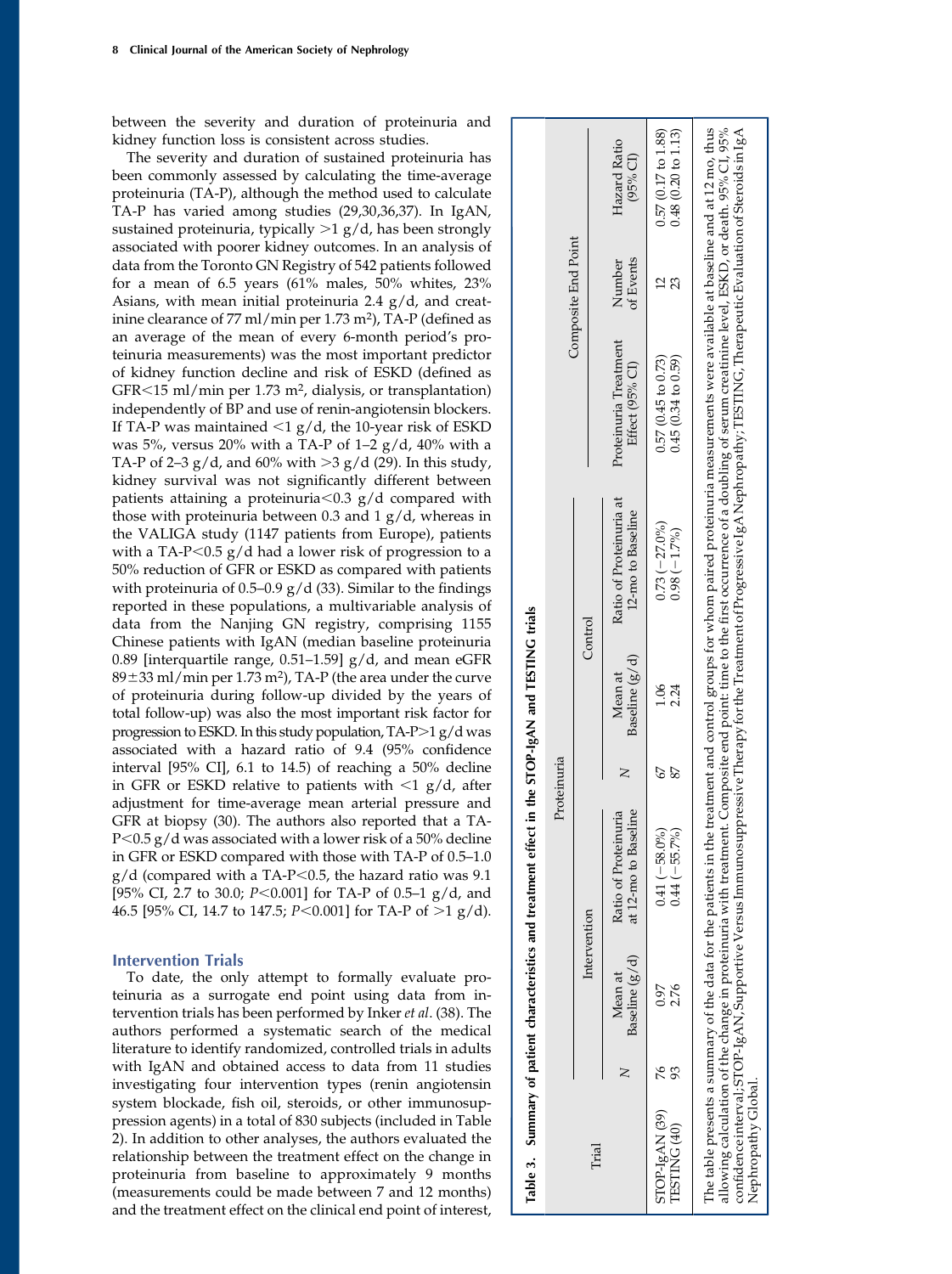between the severity and duration of proteinuria and kidney function loss is consistent across studies.

The severity and duration of sustained proteinuria has been commonly assessed by calculating the time-average proteinuria (TA-P), although the method used to calculate TA-P has varied among studies (29,30,36,37). In IgAN, sustained proteinuria, typically >1 g/d, has been strongly associated with poorer kidney outcomes. In an analysis of data from the Toronto GN Registry of 542 patients followed for a mean of 6.5 years (61% males, 50% whites, 23% Asians, with mean initial proteinuria 2.4 g/d, and creatinine clearance of 77 ml/min per 1.73 $m^2$), TA-P (defined as an average of the mean of every 6-month period's proteinuria measurements) was the most important predictor of kidney function decline and risk of ESKD (defined as GFR<15 ml/min per 1.73 $m^2$, dialysis, or transplantation) independently of BP and use of renin-angiotensin blockers. If TA-P was maintained <1 g/d, the 10-year risk of ESKD was 5%, versus 20% with a TA-P of 1–2 g/d, 40% with a TA-P of 2–3 g/d, and 60% with >3 g/d (29). In this study, kidney survival was not significantly different between patients attaining a proteinuria<0.3 g/d compared with those with proteinuria between 0.3 and 1 g/d, whereas in the VALIGA study (1147 patients from Europe), patients with a TA-P<0.5 g/d had a lower risk of progression to a 50% reduction of GFR or ESKD as compared with patients with proteinuria of 0.5–0.9 g/d (33). Similar to the findings reported in these populations, a multivariable analysis of data from the Nanjing GN registry, comprising 1155 Chinese patients with IgAN (median baseline proteinuria 0.89 [interquartile range, 0.51–1.59] g/d, and mean eGFR 89±33 ml/min per 1.73 $m^2$), TA-P (the area under the curve of proteinuria during follow-up divided by the years of total follow-up) was also the most important risk factor for progression to ESKD. In this study population, TA-P>1 g/d was associated with a hazard ratio of 9.4 (95% confidence interval [95% CI], 6.1 to 14.5) of reaching a 50% decline in GFR or ESKD relative to patients with <1 g/d, after adjustment for time-average mean arterial pressure and GFR at biopsy (30). The authors also reported that a TA-P<0.5 g/d was associated with a lower risk of a 50% decline in GFR or ESKD compared with those with TA-P of 0.5–1.0 g/d (compared with a TA-P<0.5, the hazard ratio was 9.1 [95% CI, 2.7 to 30.0; $P<0.001$] for TA-P of 0.5–1 g/d, and 46.5 [95% CI, 14.7 to 147.5; $P<0.001$] for TA-P of >1 g/d).

## Intervention Trials

To date, the only attempt to formally evaluate proteinuria as a surrogate end point using data from intervention trials has been performed by Inker *et al*. (38). The authors performed a systematic search of the medical literature to identify randomized, controlled trials in adults with IgAN and obtained access to data from 11 studies investigating four intervention types (renin angiotensin system blockade, fish oil, steroids, or other immunosuppression agents) in a total of 830 subjects (included in Table 2). In addition to other analyses, the authors evaluated the relationship between the treatment effect on the change in proteinuria from baseline to approximately 9 months (measurements could be made between 7 and 12 months) and the treatment effect on the clinical end point of interest,

**Table 3. Summary of patient characteristics and treatment effect in the STOP-IgAN and TESTING trials**

| Trial | Proteinuria | | | | | | | Composite End Point | |
|---|---|---|---|---|---|---|---|---|---|
| | Intervention | | | Control | | | | | |
| | N | Mean at Baseline (g/d) | Ratio of Proteinuria at 12-mo to Baseline | N | Mean at Baseline (g/d) | Ratio of Proteinuria at 12-mo to Baseline | Proteinuria Treatment Effect (95% CI) | Number of Events | Hazard Ratio (95% CI) |
| STOP-IgAN (39) | 76 | 0.97 | 0.41 (−58.0%) | 67 | 1.06 | 0.73 (−27.0%) | 0.57 (0.45 to 0.73) | 12 | 0.57 (0.17 to 1.88) |
| TESTING (40) | 93 | 2.76 | 0.44 (−55.7%) | 87 | 2.24 | 0.98 (−1.7%) | 0.45 (0.34 to 0.59) | 23 | 0.48 (0.20 to 1.13) |

The table presents a summary of the data for the patients in the treatment and control groups for whom paired proteinuria measurements were available at baseline and at 12 mo, thus allowing calculation of the change in proteinuria with treatment. Composite end point: time to the first occurrence of a doubling of serum creatinine level, ESKD, or death. 95% CI, 95% confidence interval; STOP-IgAN, Supportive Versus Immunosuppressive Therapy for the Treatment of Progressive IgA Nephropathy; TESTING, Therapeutic Evaluation of Steroids in IgA Nephropathy Global.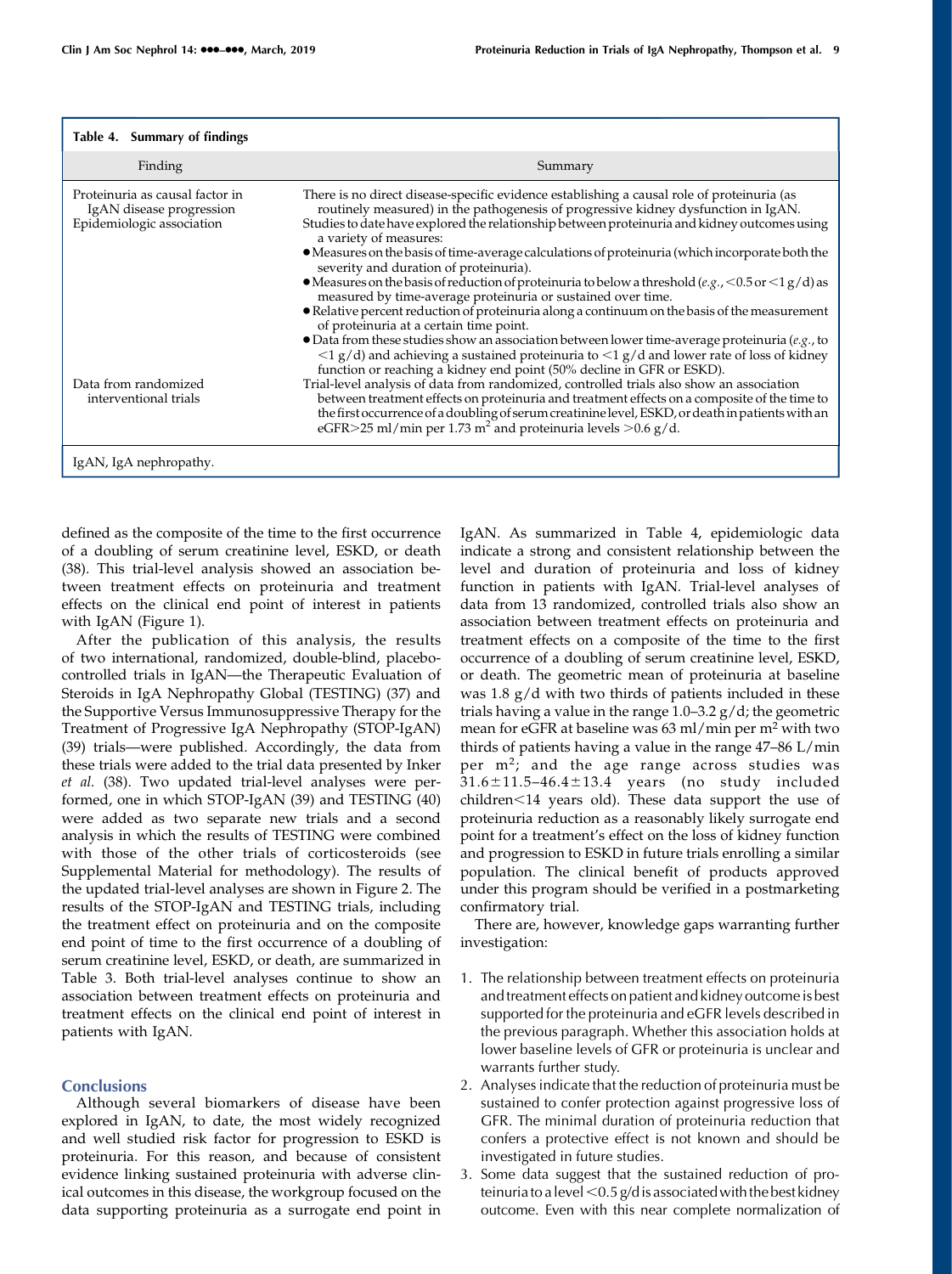Table 4. Summary of findings

| Finding | Summary |
|---|---|
| Proteinuria as causal factor in IgAN disease progression | There is no direct disease-specific evidence establishing a causal role of proteinuria (as routinely measured) in the pathogenesis of progressive kidney dysfunction in IgAN. |
| Epidemiologic association | Studies to date have explored the relationship between proteinuria and kidney outcomes using a variety of measures: • Measures on the basis of time-average calculations of proteinuria (which incorporate both the severity and duration of proteinuria). • Measures on the basis of reduction of proteinuria to below a threshold (*e.g.*, <0.5 or <1 g/d) as measured by time-average proteinuria or sustained over time. • Relative percent reduction of proteinuria along a continuum on the basis of the measurement of proteinuria at a certain time point. • Data from these studies show an association between lower time-average proteinuria (*e.g.*, to <1 g/d) and achieving a sustained proteinuria to <1 g/d and lower rate of loss of kidney function or reaching a kidney end point (50% decline in GFR or ESKD). |
| Data from randomized interventional trials | Trial-level analysis of data from randomized, controlled trials also show an association between treatment effects on proteinuria and treatment effects on a composite of the time to the first occurrence of a doubling of serum creatinine level, ESKD, or death in patients with an eGFR>25 ml/min per 1.73 $m^2$ and proteinuria levels >0.6 g/d. |

IgAN, IgA nephropathy.

defined as the composite of the time to the first occurrence of a doubling of serum creatinine level, ESKD, or death (38). This trial-level analysis showed an association between treatment effects on proteinuria and treatment effects on the clinical end point of interest in patients with IgAN (Figure 1).

After the publication of this analysis, the results of two international, randomized, double-blind, placebo-controlled trials in IgAN—the Therapeutic Evaluation of Steroids in IgA Nephropathy Global (TESTING) (37) and the Supportive Versus Immunosuppressive Therapy for the Treatment of Progressive IgA Nephropathy (STOP-IgAN) (39) trials—were published. Accordingly, the data from these trials were added to the trial data presented by Inker *et al.* (38). Two updated trial-level analyses were performed, one in which STOP-IgAN (39) and TESTING (40) were added as two separate new trials and a second analysis in which the results of TESTING were combined with those of the other trials of corticosteroids (see Supplemental Material for methodology). The results of the updated trial-level analyses are shown in Figure 2. The results of the STOP-IgAN and TESTING trials, including the treatment effect on proteinuria and on the composite end point of time to the first occurrence of a doubling of serum creatinine level, ESKD, or death, are summarized in Table 3. Both trial-level analyses continue to show an association between treatment effects on proteinuria and treatment effects on the clinical end point of interest in patients with IgAN.

## Conclusions

Although several biomarkers of disease have been explored in IgAN, to date, the most widely recognized and well studied risk factor for progression to ESKD is proteinuria. For this reason, and because of consistent evidence linking sustained proteinuria with adverse clinical outcomes in this disease, the workgroup focused on the data supporting proteinuria as a surrogate end point in IgAN. As summarized in Table 4, epidemiologic data indicate a strong and consistent relationship between the level and duration of proteinuria and loss of kidney function in patients with IgAN. Trial-level analyses of data from 13 randomized, controlled trials also show an association between treatment effects on proteinuria and treatment effects on a composite of the time to the first occurrence of a doubling of serum creatinine level, ESKD, or death. The geometric mean of proteinuria at baseline was 1.8 g/d with two thirds of patients included in these trials having a value in the range 1.0–3.2 g/d; the geometric mean for eGFR at baseline was 63 ml/min per $m^2$ with two thirds of patients having a value in the range 47–86 L/min per $m^2$; and the age range across studies was 31.6±11.5–46.4±13.4 years (no study included children<14 years old). These data support the use of proteinuria reduction as a reasonably likely surrogate end point for a treatment's effect on the loss of kidney function and progression to ESKD in future trials enrolling a similar population. The clinical benefit of products approved under this program should be verified in a postmarketing confirmatory trial.

There are, however, knowledge gaps warranting further investigation:

1. The relationship between treatment effects on proteinuria and treatment effects on patient and kidney outcome is best supported for the proteinuria and eGFR levels described in the previous paragraph. Whether this association holds at lower baseline levels of GFR or proteinuria is unclear and warrants further study.
2. Analyses indicate that the reduction of proteinuria must be sustained to confer protection against progressive loss of GFR. The minimal duration of proteinuria reduction that confers a protective effect is not known and should be investigated in future studies.
3. Some data suggest that the sustained reduction of proteinuria to a level <0.5 g/d is associated with the best kidney outcome. Even with this near complete normalization of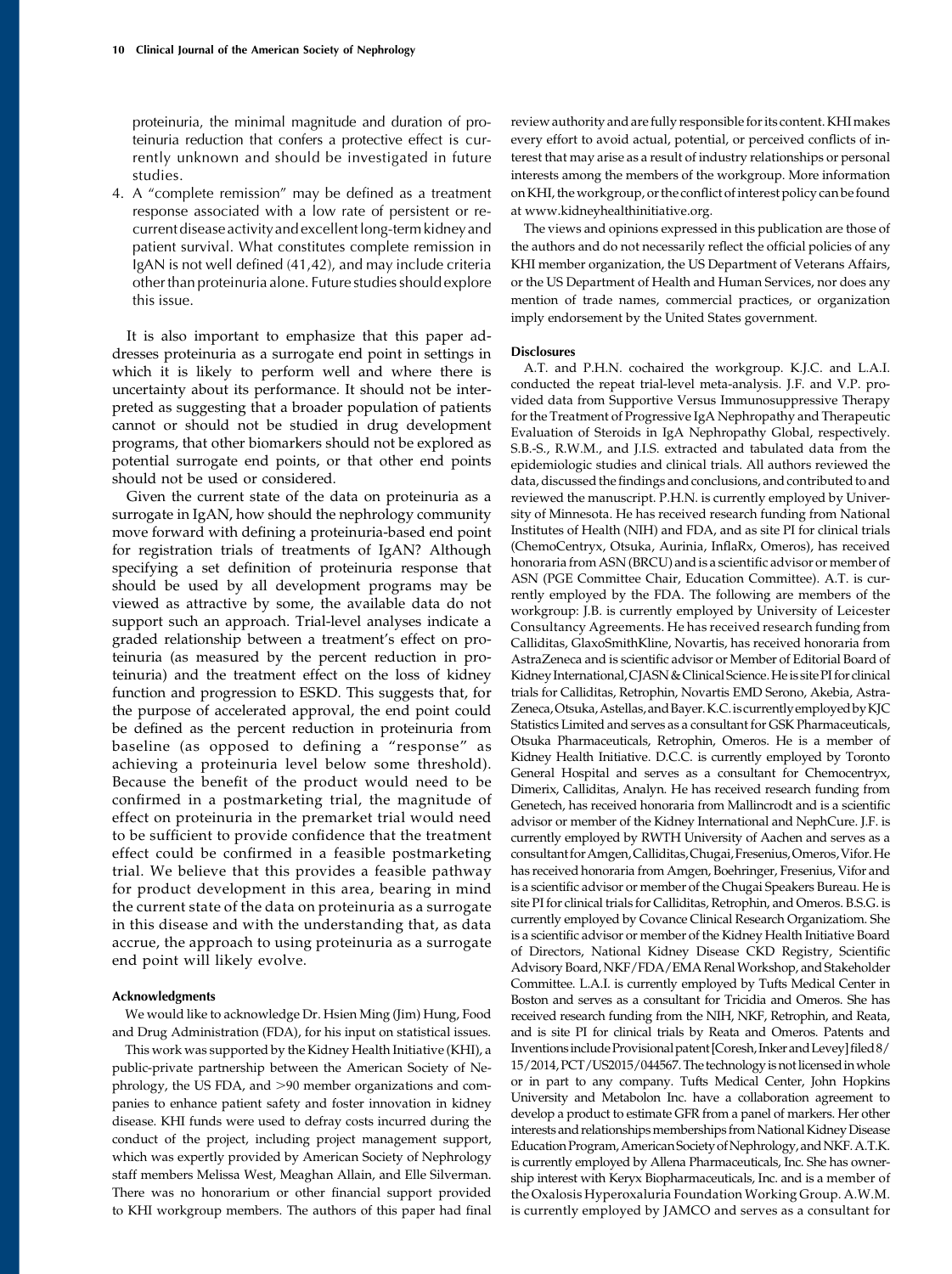proteinuria, the minimal magnitude and duration of proteinuria reduction that confers a protective effect is currently unknown and should be investigated in future studies.

4. A "complete remission" may be defined as a treatment response associated with a low rate of persistent or recurrent disease activity and excellent long-term kidney and patient survival. What constitutes complete remission in IgAN is not well defined (41,42), and may include criteria other than proteinuria alone. Future studies should explore this issue.

It is also important to emphasize that this paper addresses proteinuria as a surrogate end point in settings in which it is likely to perform well and where there is uncertainty about its performance. It should not be interpreted as suggesting that a broader population of patients cannot or should not be studied in drug development programs, that other biomarkers should not be explored as potential surrogate end points, or that other end points should not be used or considered.

Given the current state of the data on proteinuria as a surrogate in IgAN, how should the nephrology community move forward with defining a proteinuria-based end point for registration trials of treatments of IgAN? Although specifying a set definition of proteinuria response that should be used by all development programs may be viewed as attractive by some, the available data do not support such an approach. Trial-level analyses indicate a graded relationship between a treatment's effect on proteinuria (as measured by the percent reduction in proteinuria) and the treatment effect on the loss of kidney function and progression to ESKD. This suggests that, for the purpose of accelerated approval, the end point could be defined as the percent reduction in proteinuria from baseline (as opposed to defining a "response" as achieving a proteinuria level below some threshold). Because the benefit of the product would need to be confirmed in a postmarketing trial, the magnitude of effect on proteinuria in the premarket trial would need to be sufficient to provide confidence that the treatment effect could be confirmed in a feasible postmarketing trial. We believe that this provides a feasible pathway for product development in this area, bearing in mind the current state of the data on proteinuria as a surrogate in this disease and with the understanding that, as data accrue, the approach to using proteinuria as a surrogate end point will likely evolve.

### Acknowledgments

We would like to acknowledge Dr. Hsien Ming (Jim) Hung, Food and Drug Administration (FDA), for his input on statistical issues.

This work was supported by the Kidney Health Initiative (KHI), a public-private partnership between the American Society of Nephrology, the US FDA, and >90 member organizations and companies to enhance patient safety and foster innovation in kidney disease. KHI funds were used to defray costs incurred during the conduct of the project, including project management support, which was expertly provided by American Society of Nephrology staff members Melissa West, Meaghan Allain, and Elle Silverman. There was no honorarium or other financial support provided to KHI workgroup members. The authors of this paper had final review authority and are fully responsible for its content. KHI makes every effort to avoid actual, potential, or perceived conflicts of interest that may arise as a result of industry relationships or personal interests among the members of the workgroup. More information on KHI, the workgroup, or the conflict of interest policy can be found at www.kidneyhealthinitiative.org.

The views and opinions expressed in this publication are those of the authors and do not necessarily reflect the official policies of any KHI member organization, the US Department of Veterans Affairs, or the US Department of Health and Human Services, nor does any mention of trade names, commercial practices, or organization imply endorsement by the United States government.

### Disclosures

A.T. and P.H.N. cochaired the workgroup. K.J.C. and L.A.I. conducted the repeat trial-level meta-analysis. J.F. and V.P. provided data from Supportive Versus Immunosuppressive Therapy for the Treatment of Progressive IgA Nephropathy and Therapeutic Evaluation of Steroids in IgA Nephropathy Global, respectively. S.B.-S., R.W.M., and J.I.S. extracted and tabulated data from the epidemiologic studies and clinical trials. All authors reviewed the data, discussed the findings and conclusions, and contributed to and reviewed the manuscript. P.H.N. is currently employed by University of Minnesota. He has received research funding from National Institutes of Health (NIH) and FDA, and as site PI for clinical trials (ChemoCentryx, Otsuka, Aurinia, InflaRx, Omeros), has received honoraria from ASN (BRCU) and is a scientific advisor or member of ASN (PGE Committee Chair, Education Committee). A.T. is currently employed by the FDA. The following are members of the workgroup: J.B. is currently employed by University of Leicester Consultancy Agreements. He has received research funding from Calliditas, GlaxoSmithKline, Novartis, has received honoraria from AstraZeneca and is scientific advisor or Member of Editorial Board of Kidney International, CJASN & Clinical Science. He is site PI for clinical trials for Calliditas, Retrophin, Novartis EMD Serono, Akebia, AstraZeneca, Otsuka, Astellas, and Bayer. K.C. is currently employed by KJC Statistics Limited and serves as a consultant for GSK Pharmaceuticals, Otsuka Pharmaceuticals, Retrophin, Omeros. He is a member of Kidney Health Initiative. D.C.C. is currently employed by Toronto General Hospital and serves as a consultant for Chemocentryx, Dimerix, Calliditas, Analyn. He has received research funding from Genetech, has received honoraria from Mallincrodt and is a scientific advisor or member of the Kidney International and NephCure. J.F. is currently employed by RWTH University of Aachen and serves as a consultant for Amgen, Calliditas, Chugai, Fresenius, Omeros, Vifor. He has received honoraria from Amgen, Boehringer, Fresenius, Vifor and is a scientific advisor or member of the Chugai Speakers Bureau. He is site PI for clinical trials for Calliditas, Retrophin, and Omeros. B.S.G. is currently employed by Covance Clinical Research Organizatiom. She is a scientific advisor or member of the Kidney Health Initiative Board of Directors, National Kidney Disease CKD Registry, Scientific Advisory Board, NKF/FDA/EMA Renal Workshop, and Stakeholder Committee. L.A.I. is currently employed by Tufts Medical Center in Boston and serves as a consultant for Tricidia and Omeros. She has received research funding from the NIH, NKF, Retrophin, and Reata, and is site PI for clinical trials by Reata and Omeros. Patents and Inventions include Provisional patent [Coresh, Inker and Levey] filed 8/15/2014, PCT/US2015/044567. The technology is not licensed in whole or in part to any company. Tufts Medical Center, John Hopkins University and Metabolon Inc. have a collaboration agreement to develop a product to estimate GFR from a panel of markers. Her other interests and relationships memberships from National Kidney Disease Education Program, American Society of Nephrology, and NKF. A.T.K. is currently employed by Allena Pharmaceuticals, Inc. She has ownership interest with Keryx Biopharmaceuticals, Inc. and is a member of the Oxalosis Hyperoxaluria Foundation Working Group. A.W.M. is currently employed by JAMCO and serves as a consultant for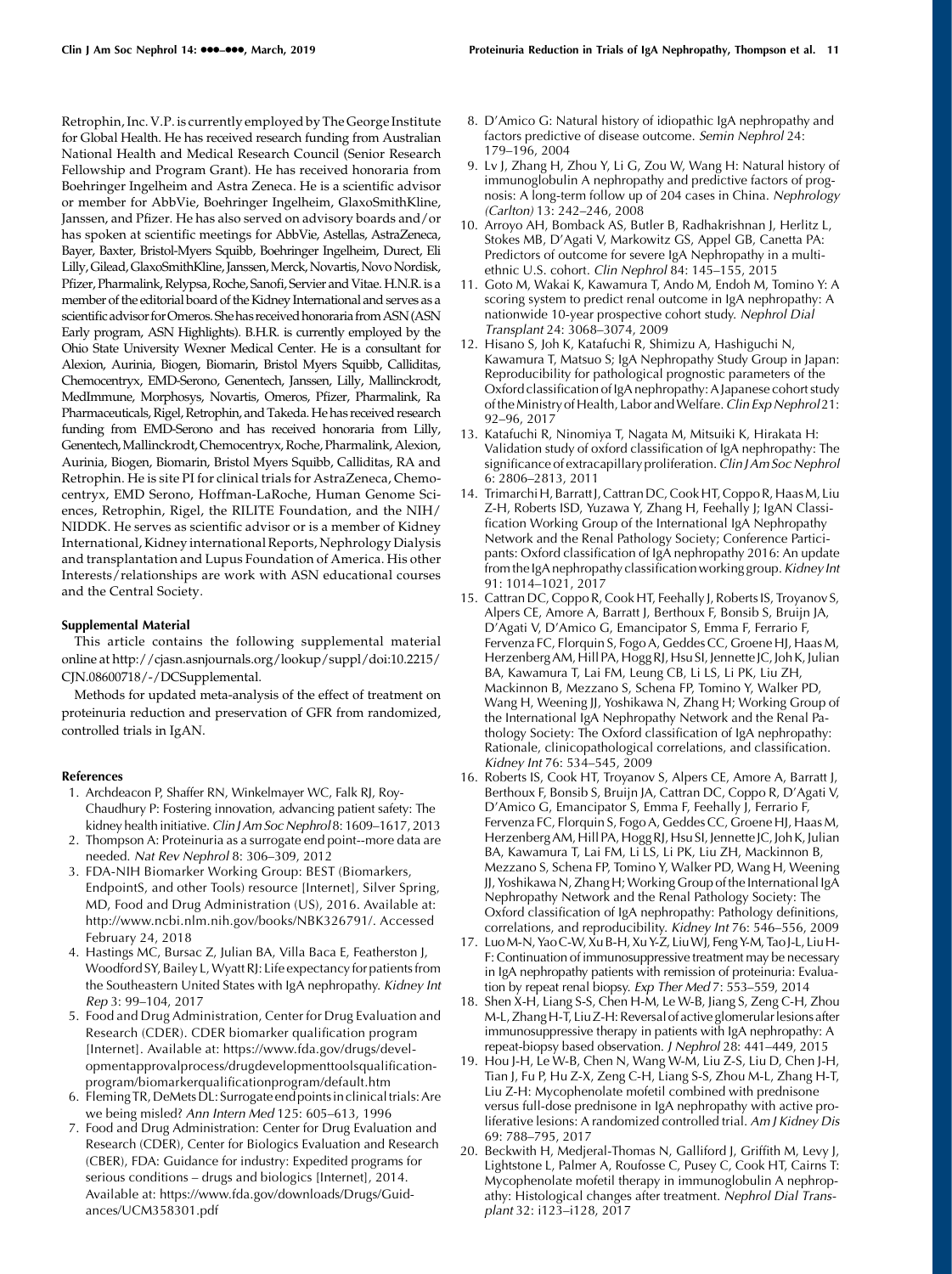Retrophin, Inc. V.P. is currently employed by The George Institute for Global Health. He has received research funding from Australian National Health and Medical Research Council (Senior Research Fellowship and Program Grant). He has received honoraria from Boehringer Ingelheim and Astra Zeneca. He is a scientific advisor or member for AbbVie, Boehringer Ingelheim, GlaxoSmithKline, Janssen, and Pfizer. He has also served on advisory boards and/or has spoken at scientific meetings for AbbVie, Astellas, AstraZeneca, Bayer, Baxter, Bristol-Myers Squibb, Boehringer Ingelheim, Durect, Eli Lilly, Gilead, GlaxoSmithKline, Janssen, Merck, Novartis, Novo Nordisk, Pfizer, Pharmalink, Relypsa, Roche, Sanofi, Servier and Vitae. H.N.R. is a member of the editorial board of the Kidney International and serves as a scientific advisor for Omeros. She has received honoraria from ASN (ASN Early program, ASN Highlights). B.H.R. is currently employed by the Ohio State University Wexner Medical Center. He is a consultant for Alexion, Aurinia, Biogen, Biomarin, Bristol Myers Squibb, Calliditas, Chemocentryx, EMD-Serono, Genentech, Janssen, Lilly, Mallinckrodt, MedImmune, Morphosys, Novartis, Omeros, Pfizer, Pharmalink, Ra Pharmaceuticals, Rigel, Retrophin, and Takeda. He has received research funding from EMD-Serono and has received honoraria from Lilly, Genentech, Mallinckrodt, Chemocentryx, Roche, Pharmalink, Alexion, Aurinia, Biogen, Biomarin, Bristol Myers Squibb, Calliditas, RA and Retrophin. He is site PI for clinical trials for AstraZeneca, Chemocentryx, EMD Serono, Hoffman-LaRoche, Human Genome Sciences, Retrophin, Rigel, the RILITE Foundation, and the NIH/NIDDK. He serves as scientific advisor or is a member of Kidney International, Kidney international Reports, Nephrology Dialysis and transplantation and Lupus Foundation of America. His other Interests/relationships are work with ASN educational courses and the Central Society.

#### Supplemental Material

This article contains the following supplemental material online at http://cjasn.asnjournals.org/lookup/suppl/doi:10.2215/CJN.08600718/-/DCSupplemental.

Methods for updated meta-analysis of the effect of treatment on proteinuria reduction and preservation of GFR from randomized, controlled trials in IgAN.

#### References

1. Archdeacon P, Shaffer RN, Winkelmayer WC, Falk RJ, Roy-Chaudhury P: Fostering innovation, advancing patient safety: The kidney health initiative. *Clin J Am Soc Nephrol* 8: 1609–1617, 2013
2. Thompson A: Proteinuria as a surrogate end point--more data are needed. *Nat Rev Nephrol* 8: 306–309, 2012
3. FDA-NIH Biomarker Working Group: BEST (Biomarkers, EndpointS, and other Tools) resource [Internet], Silver Spring, MD, Food and Drug Administration (US), 2016. Available at: http://www.ncbi.nlm.nih.gov/books/NBK326791/. Accessed February 24, 2018
4. Hastings MC, Bursac Z, Julian BA, Villa Baca E, Featherston J, Woodford SY, Bailey L, Wyatt RJ: Life expectancy for patients from the Southeastern United States with IgA nephropathy. *Kidney Int Rep* 3: 99–104, 2017
5. Food and Drug Administration, Center for Drug Evaluation and Research (CDER). CDER biomarker qualification program [Internet]. Available at: https://www.fda.gov/drugs/developmentapprovalprocess/drugdevelopmenttoolsqualificationprogram/biomarkerqualificationprogram/default.htm
6. Fleming TR, DeMets DL: Surrogate end points in clinical trials: Are we being misled? *Ann Intern Med* 125: 605–613, 1996
7. Food and Drug Administration: Center for Drug Evaluation and Research (CDER), Center for Biologics Evaluation and Research (CBER), FDA: Guidance for industry: Expedited programs for serious conditions – drugs and biologics [Internet], 2014. Available at: https://www.fda.gov/downloads/Drugs/Guidances/UCM358301.pdf
8. D'Amico G: Natural history of idiopathic IgA nephropathy and factors predictive of disease outcome. *Semin Nephrol* 24: 179–196, 2004
9. Lv J, Zhang H, Zhou Y, Li G, Zou W, Wang H: Natural history of immunoglobulin A nephropathy and predictive factors of prognosis: A long-term follow up of 204 cases in China. *Nephrology (Carlton)* 13: 242–246, 2008
10. Arroyo AH, Bomback AS, Butler B, Radhakrishnan J, Herlitz L, Stokes MB, D'Agati V, Markowitz GS, Appel GB, Canetta PA: Predictors of outcome for severe IgA Nephropathy in a multiethnic U.S. cohort. *Clin Nephrol* 84: 145–155, 2015
11. Goto M, Wakai K, Kawamura T, Ando M, Endoh M, Tomino Y: A scoring system to predict renal outcome in IgA nephropathy: A nationwide 10-year prospective cohort study. *Nephrol Dial Transplant* 24: 3068–3074, 2009
12. Hisano S, Joh K, Katafuchi R, Shimizu A, Hashiguchi N, Kawamura T, Matsuo S; IgA Nephropathy Study Group in Japan: Reproducibility for pathological prognostic parameters of the Oxford classification of IgA nephropathy: A Japanese cohort study of the Ministry of Health, Labor and Welfare. *Clin Exp Nephrol* 21: 92–96, 2017
13. Katafuchi R, Ninomiya T, Nagata M, Mitsuiki K, Hirakata H: Validation study of oxford classification of IgA nephropathy: The significance of extracapillary proliferation. *Clin J Am Soc Nephrol* 6: 2806–2813, 2011
14. Trimarchi H, Barratt J, Cattran DC, Cook HT, Coppo R, Haas M, Liu Z-H, Roberts ISD, Yuzawa Y, Zhang H, Feehally J; IgAN Classification Working Group of the International IgA Nephropathy Network and the Renal Pathology Society; Conference Participants: Oxford classification of IgA nephropathy 2016: An update from the IgA nephropathy classification working group. *Kidney Int* 91: 1014–1021, 2017
15. Cattran DC, Coppo R, Cook HT, Feehally J, Roberts IS, Troyanov S, Alpers CE, Amore A, Barratt J, Berthoux F, Bonsib S, Bruijn JA, D'Agati V, D'Amico G, Emancipator S, Emma F, Ferrario F, Fervenza FC, Florquin S, Fogo A, Geddes CC, Groene HJ, Haas M, Herzenberg AM, Hill PA, Hogg RJ, Hsu SI, Jennette JC, Joh K, Julian BA, Kawamura T, Lai FM, Leung CB, Li LS, Li PK, Liu ZH, Mackinnon B, Mezzano S, Schena FP, Tomino Y, Walker PD, Wang H, Weening JJ, Yoshikawa N, Zhang H; Working Group of the International IgA Nephropathy Network and the Renal Pathology Society: The Oxford classification of IgA nephropathy: Rationale, clinicopathological correlations, and classification. *Kidney Int* 76: 534–545, 2009
16. Roberts IS, Cook HT, Troyanov S, Alpers CE, Amore A, Barratt J, Berthoux F, Bonsib S, Bruijn JA, Cattran DC, Coppo R, D'Agati V, D'Amico G, Emancipator S, Emma F, Feehally J, Ferrario F, Fervenza FC, Florquin S, Fogo A, Geddes CC, Groene HJ, Haas M, Herzenberg AM, Hill PA, Hogg RJ, Hsu SI, Jennette JC, Joh K, Julian BA, Kawamura T, Lai FM, Li LS, Li PK, Liu ZH, Mackinnon B, Mezzano S, Schena FP, Tomino Y, Walker PD, Wang H, Weening JJ, Yoshikawa N, Zhang H; Working Group of the International IgA Nephropathy Network and the Renal Pathology Society: The Oxford classification of IgA nephropathy: Pathology definitions, correlations, and reproducibility. *Kidney Int* 76: 546–556, 2009
17. Luo M-N, Yao C-W, Xu B-H, Xu Y-Z, Liu WJ, Feng Y-M, Tao J-L, Liu H-F: Continuation of immunosuppressive treatment may be necessary in IgA nephropathy patients with remission of proteinuria: Evaluation by repeat renal biopsy. *Exp Ther Med* 7: 553–559, 2014
18. Shen X-H, Liang S-S, Chen H-M, Le W-B, Jiang S, Zeng C-H, Zhou M-L, Zhang H-T, Liu Z-H: Reversal of active glomerular lesions after immunosuppressive therapy in patients with IgA nephropathy: A repeat-biopsy based observation. *J Nephrol* 28: 441–449, 2015
19. Hou J-H, Le W-B, Chen N, Wang W-M, Liu Z-S, Liu D, Chen J-H, Tian J, Fu P, Hu Z-X, Zeng C-H, Liang S-S, Zhou M-L, Zhang H-T, Liu Z-H: Mycophenolate mofetil combined with prednisone versus full-dose prednisone in IgA nephropathy with active proliferative lesions: A randomized controlled trial. *Am J Kidney Dis* 69: 788–795, 2017
20. Beckwith H, Medjeral-Thomas N, Galliford J, Griffith M, Levy J, Lightstone L, Palmer A, Roufosse C, Pusey C, Cook HT, Cairns T: Mycophenolate mofetil therapy in immunoglobulin A nephropathy: Histological changes after treatment. *Nephrol Dial Transplant* 32: i123–i128, 2017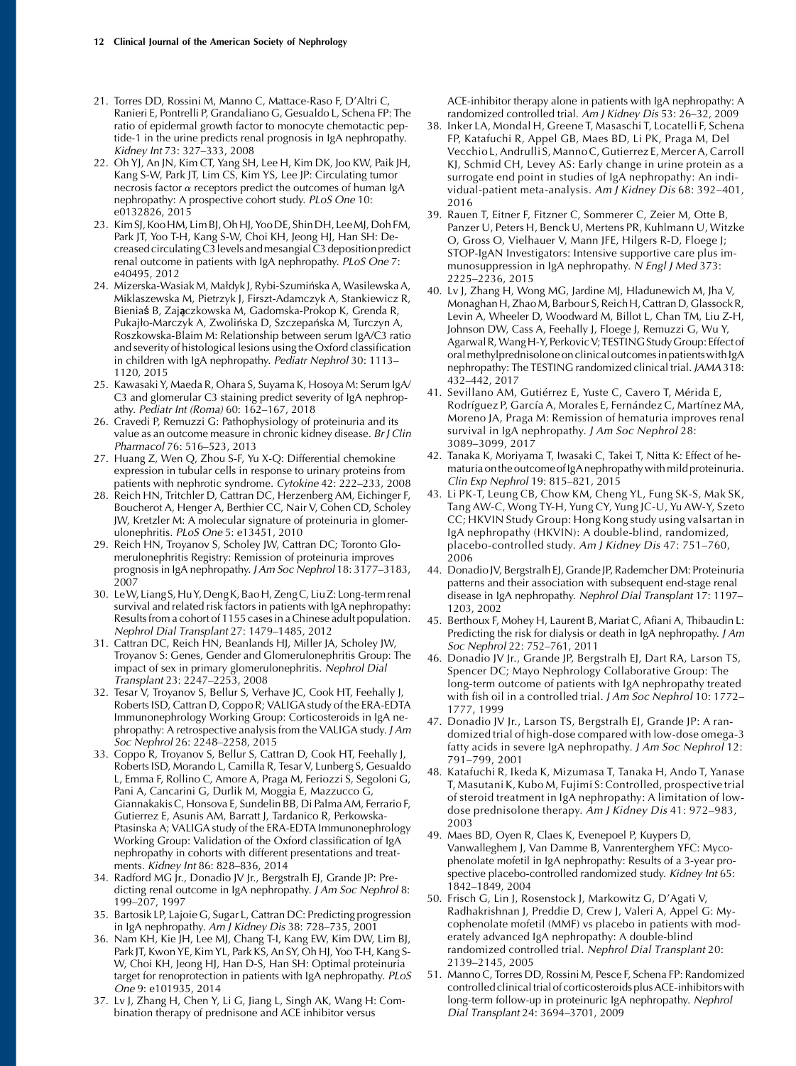21. Torres DD, Rossini M, Manno C, Mattace-Raso F, D'Altri C, Ranieri E, Pontrelli P, Grandaliano G, Gesualdo L, Schena FP: The ratio of epidermal growth factor to monocyte chemotactic peptide-1 in the urine predicts renal prognosis in IgA nephropathy. *Kidney Int* 73: 327–333, 2008
22. Oh YJ, An JN, Kim CT, Yang SH, Lee H, Kim DK, Joo KW, Paik JH, Kang S-W, Park JT, Lim CS, Kim YS, Lee JP: Circulating tumor necrosis factor $\alpha$ receptors predict the outcomes of human IgA nephropathy: A prospective cohort study. *PLoS One* 10: e0132826, 2015
23. Kim SJ, Koo HM, Lim BJ, Oh HJ, Yoo DE, Shin DH, Lee MJ, Doh FM, Park JT, Yoo T-H, Kang S-W, Choi KH, Jeong HJ, Han SH: Decreased circulating C3 levels and mesangial C3 deposition predict renal outcome in patients with IgA nephropathy. *PLoS One* 7: e40495, 2012
24. Mizerska-Wasiak M, Małdyk J, Rybi-Szumińska A, Wasilewska A, Miklaszewska M, Pietrzyk J, Firszt-Adamczyk A, Stankiewicz R, Bieniaś B, Zajączkowska M, Gadomska-Prokop K, Grenda R, Pukajło-Marczyk A, Zwolińska D, Szczepańska M, Turczyn A, Roszkowska-Blaim M: Relationship between serum IgA/C3 ratio and severity of histological lesions using the Oxford classification in children with IgA nephropathy. *Pediatr Nephrol* 30: 1113–1120, 2015
25. Kawasaki Y, Maeda R, Ohara S, Suyama K, Hosoya M: Serum IgA/C3 and glomerular C3 staining predict severity of IgA nephropathy. *Pediatr Int (Roma)* 60: 162–167, 2018
26. Cravedi P, Remuzzi G: Pathophysiology of proteinuria and its value as an outcome measure in chronic kidney disease. *Br J Clin Pharmacol* 76: 516–523, 2013
27. Huang Z, Wen Q, Zhou S-F, Yu X-Q: Differential chemokine expression in tubular cells in response to urinary proteins from patients with nephrotic syndrome. *Cytokine* 42: 222–233, 2008
28. Reich HN, Tritchler D, Cattran DC, Herzenberg AM, Eichinger F, Boucherot A, Henger A, Berthier CC, Nair V, Cohen CD, Scholey JW, Kretzler M: A molecular signature of proteinuria in glomerulonephritis. *PLoS One* 5: e13451, 2010
29. Reich HN, Troyanov S, Scholey JW, Cattran DC; Toronto Glomerulonephritis Registry: Remission of proteinuria improves prognosis in IgA nephropathy. *J Am Soc Nephrol* 18: 3177–3183, 2007
30. Le W, Liang S, Hu Y, Deng K, Bao H, Zeng C, Liu Z: Long-term renal survival and related risk factors in patients with IgA nephropathy: Results from a cohort of 1155 cases in a Chinese adult population. *Nephrol Dial Transplant* 27: 1479–1485, 2012
31. Cattran DC, Reich HN, Beanlands HJ, Miller JA, Scholey JW, Troyanov S; Genes, Gender and Glomerulonephritis Group: The impact of sex in primary glomerulonephritis. *Nephrol Dial Transplant* 23: 2247–2253, 2008
32. Tesar V, Troyanov S, Bellur S, Verhave JC, Cook HT, Feehally J, Roberts ISD, Cattran D, Coppo R; VALIGA study of the ERA-EDTA Immunonephrology Working Group: Corticosteroids in IgA nephropathy: A retrospective analysis from the VALIGA study. *J Am Soc Nephrol* 26: 2248–2258, 2015
33. Coppo R, Troyanov S, Bellur S, Cattran D, Cook HT, Feehally J, Roberts ISD, Morando L, Camilla R, Tesar V, Lunberg S, Gesualdo L, Emma F, Rollino C, Amore A, Praga M, Feriozzi S, Segoloni G, Pani A, Cancarini G, Durlik M, Moggia E, Mazzucco G, Giannakakis C, Honsova E, Sundelin BB, Di Palma AM, Ferrario F, Gutierrez E, Asunis AM, Barratt J, Tardanico R, Perkowska-Ptasinska A; VALIGA study of the ERA-EDTA Immunonephrology Working Group: Validation of the Oxford classification of IgA nephropathy in cohorts with different presentations and treatments. *Kidney Int* 86: 828–836, 2014
34. Radford MG Jr., Donadio JV Jr., Bergstralh EJ, Grande JP: Predicting renal outcome in IgA nephropathy. *J Am Soc Nephrol* 8: 199–207, 1997
35. Bartosik LP, Lajoie G, Sugar L, Cattran DC: Predicting progression in IgA nephropathy. *Am J Kidney Dis* 38: 728–735, 2001
36. Nam KH, Kie JH, Lee MJ, Chang T-I, Kang EW, Kim DW, Lim BJ, Park JT, Kwon YE, Kim YL, Park KS, An SY, Oh HJ, Yoo T-H, Kang S-W, Choi KH, Jeong HJ, Han D-S, Han SH: Optimal proteinuria target for renoprotection in patients with IgA nephropathy. *PLoS One* 9: e101935, 2014
37. Lv J, Zhang H, Chen Y, Li G, Jiang L, Singh AK, Wang H: Combination therapy of prednisone and ACE inhibitor versus ACE-inhibitor therapy alone in patients with IgA nephropathy: A randomized controlled trial. *Am J Kidney Dis* 53: 26–32, 2009
38. Inker LA, Mondal H, Greene T, Masaschi T, Locatelli F, Schena FP, Katafuchi R, Appel GB, Maes BD, Li PK, Praga M, Del Vecchio L, Andrulli S, Manno C, Gutierrez E, Mercer A, Carroll KJ, Schmid CH, Levey AS: Early change in urine protein as a surrogate end point in studies of IgA nephropathy: An individual-patient meta-analysis. *Am J Kidney Dis* 68: 392–401, 2016
39. Rauen T, Eitner F, Fitzner C, Sommerer C, Zeier M, Otte B, Panzer U, Peters H, Benck U, Mertens PR, Kuhlmann U, Witzke O, Gross O, Vielhauer V, Mann JFE, Hilgers R-D, Floege J; STOP-IgAN Investigators: Intensive supportive care plus immunosuppression in IgA nephropathy. *N Engl J Med* 373: 2225–2236, 2015
40. Lv J, Zhang H, Wong MG, Jardine MJ, Hladunewich M, Jha V, Monaghan H, Zhao M, Barbour S, Reich H, Cattran D, Glassock R, Levin A, Wheeler D, Woodward M, Billot L, Chan TM, Liu Z-H, Johnson DW, Cass A, Feehally J, Floege J, Remuzzi G, Wu Y, Agarwal R, Wang H-Y, Perkovic V; TESTING Study Group: Effect of oral methylprednisolone on clinical outcomes in patients with IgA nephropathy: The TESTING randomized clinical trial. *JAMA* 318: 432–442, 2017
41. Sevillano AM, Gutiérrez E, Yuste C, Cavero T, Mérida E, Rodríguez P, García A, Morales E, Fernández C, Martínez MA, Moreno JA, Praga M: Remission of hematuria improves renal survival in IgA nephropathy. *J Am Soc Nephrol* 28: 3089–3099, 2017
42. Tanaka K, Moriyama T, Iwasaki C, Takei T, Nitta K: Effect of hematuria on the outcome of IgA nephropathy with mild proteinuria. *Clin Exp Nephrol* 19: 815–821, 2015
43. Li PK-T, Leung CB, Chow KM, Cheng YL, Fung SK-S, Mak SK, Tang AW-C, Wong TY-H, Yung CY, Yung JC-U, Yu AW-Y, Szeto CC; HKVIN Study Group: Hong Kong study using valsartan in IgA nephropathy (HKVIN): A double-blind, randomized, placebo-controlled study. *Am J Kidney Dis* 47: 751–760, 2006
44. Donadio JV, Bergstralh EJ, Grande JP, Rademcher DM: Proteinuria patterns and their association with subsequent end-stage renal disease in IgA nephropathy. *Nephrol Dial Transplant* 17: 1197–1203, 2002
45. Berthoux F, Mohey H, Laurent B, Mariat C, Afiani A, Thibaudin L: Predicting the risk for dialysis or death in IgA nephropathy. *J Am Soc Nephrol* 22: 752–761, 2011
46. Donadio JV Jr., Grande JP, Bergstralh EJ, Dart RA, Larson TS, Spencer DC; Mayo Nephrology Collaborative Group: The long-term outcome of patients with IgA nephropathy treated with fish oil in a controlled trial. *J Am Soc Nephrol* 10: 1772–1777, 1999
47. Donadio JV Jr., Larson TS, Bergstralh EJ, Grande JP: A randomized trial of high-dose compared with low-dose omega-3 fatty acids in severe IgA nephropathy. *J Am Soc Nephrol* 12: 791–799, 2001
48. Katafuchi R, Ikeda K, Mizumasa T, Tanaka H, Ando T, Yanase T, Masutani K, Kubo M, Fujimi S: Controlled, prospective trial of steroid treatment in IgA nephropathy: A limitation of low-dose prednisolone therapy. *Am J Kidney Dis* 41: 972–983, 2003
49. Maes BD, Oyen R, Claes K, Evenepoel P, Kuypers D, Vanwalleghem J, Van Damme B, Vanrenterghem YFC: Mycophenolate mofetil in IgA nephropathy: Results of a 3-year prospective placebo-controlled randomized study. *Kidney Int* 65: 1842–1849, 2004
50. Frisch G, Lin J, Rosenstock J, Markowitz G, D'Agati V, Radhakrishnan J, Preddie D, Crew J, Valeri A, Appel G: Mycophenolate mofetil (MMF) vs placebo in patients with moderately advanced IgA nephropathy: A double-blind randomized controlled trial. *Nephrol Dial Transplant* 20: 2139–2145, 2005
51. Manno C, Torres DD, Rossini M, Pesce F, Schena FP: Randomized controlled clinical trial of corticosteroids plus ACE-inhibitors with long-term follow-up in proteinuric IgA nephropathy. *Nephrol Dial Transplant* 24: 3694–3701, 2009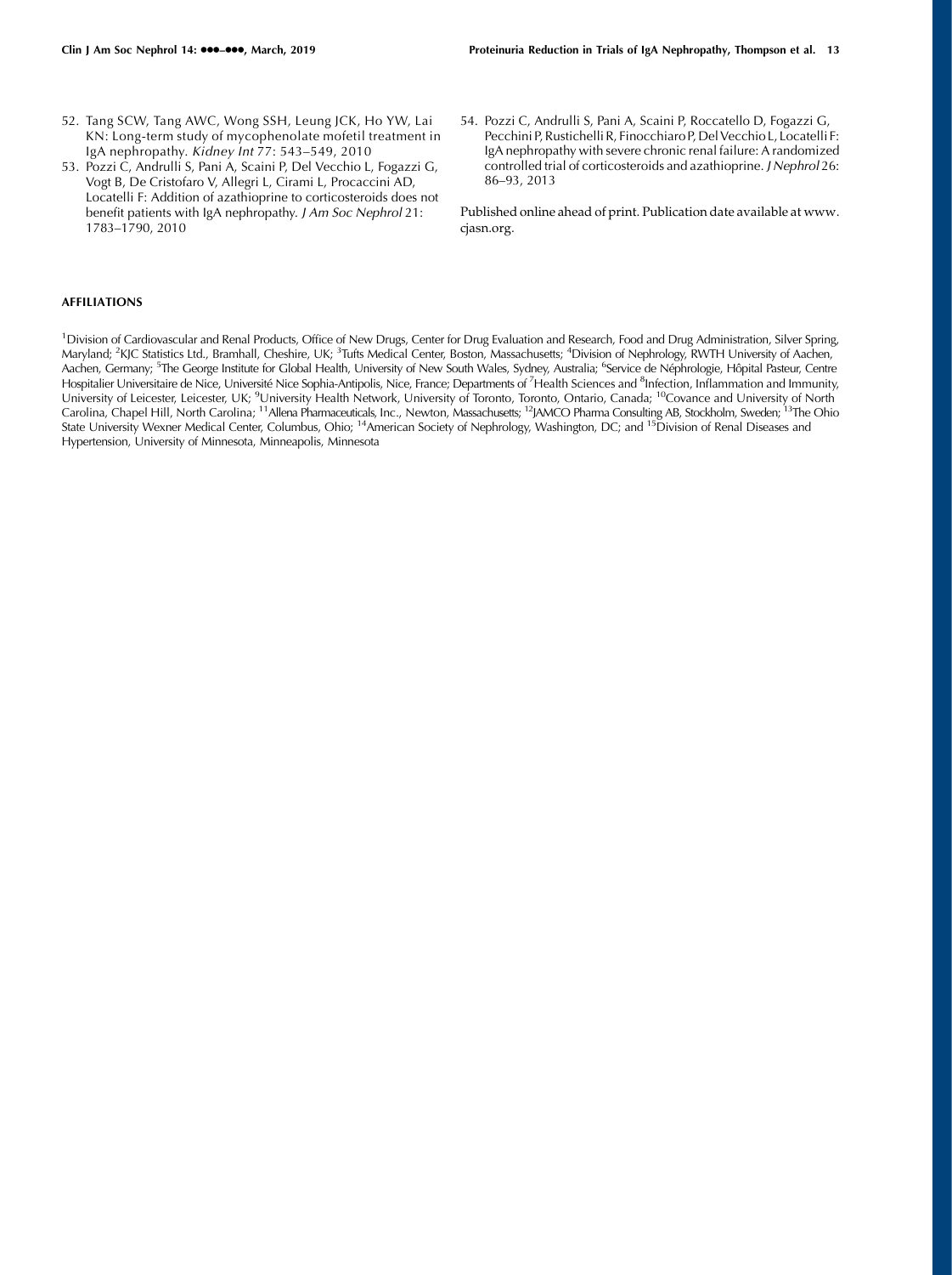52. Tang SCW, Tang AWC, Wong SSH, Leung JCK, Ho YW, Lai KN: Long-term study of mycophenolate mofetil treatment in IgA nephropathy. *Kidney Int* 77: 543–549, 2010
53. Pozzi C, Andrulli S, Pani A, Scaini P, Del Vecchio L, Fogazzi G, Vogt B, De Cristofaro V, Allegri L, Cirami L, Procaccini AD, Locatelli F: Addition of azathioprine to corticosteroids does not benefit patients with IgA nephropathy. *J Am Soc Nephrol* 21: 1783–1790, 2010
54. Pozzi C, Andrulli S, Pani A, Scaini P, Roccatello D, Fogazzi G, Pecchini P, Rustichelli R, Finocchiaro P, Del Vecchio L, Locatelli F: IgA nephropathy with severe chronic renal failure: A randomized controlled trial of corticosteroids and azathioprine. *J Nephrol* 26: 86–93, 2013

Published online ahead of print. Publication date available at www.cjasn.org.

## AFFILIATIONS

[1]Division of Cardiovascular and Renal Products, Office of New Drugs, Center for Drug Evaluation and Research, Food and Drug Administration, Silver Spring, Maryland; [2]KJC Statistics Ltd., Bramhall, Cheshire, UK; [3]Tufts Medical Center, Boston, Massachusetts; [4]Division of Nephrology, RWTH University of Aachen, Aachen, Germany; [5]The George Institute for Global Health, University of New South Wales, Sydney, Australia; [6]Service de Néphrologie, Hôpital Pasteur, Centre Hospitalier Universitaire de Nice, Université Nice Sophia-Antipolis, Nice, France; Departments of [7]Health Sciences and [8]Infection, Inflammation and Immunity, University of Leicester, Leicester, UK; [9]University Health Network, University of Toronto, Toronto, Ontario, Canada; [10]Covance and University of North Carolina, Chapel Hill, North Carolina; [11]Allena Pharmaceuticals, Inc., Newton, Massachusetts; [12]JAMCO Pharma Consulting AB, Stockholm, Sweden; [13]The Ohio State University Wexner Medical Center, Columbus, Ohio; [14]American Society of Nephrology, Washington, DC; and [15]Division of Renal Diseases and Hypertension, University of Minnesota, Minneapolis, Minnesota